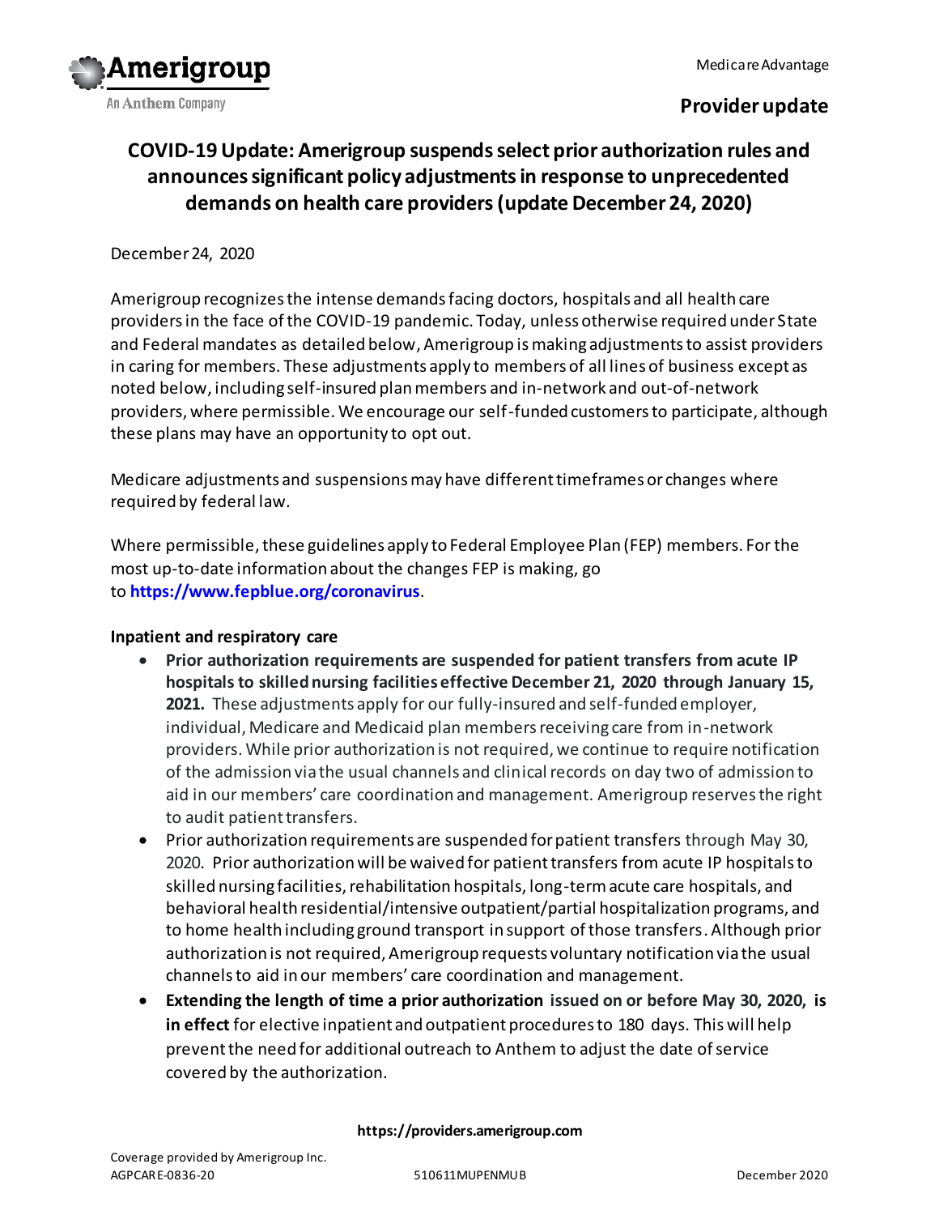Medicare Advantage

**Provider update**

# COVID-19 Update: Amerigroup suspends select prior authorization rules and announces significant policy adjustments in response to unprecedented demands on health care providers (update December 24, 2020)

December 24, 2020

Amerigroup recognizes the intense demands facing doctors, hospitals and all health care providers in the face of the COVID-19 pandemic. Today, unless otherwise required under State and Federal mandates as detailed below, Amerigroup is making adjustments to assist providers in caring for members. These adjustments apply to members of all lines of business except as noted below, including self-insured plan members and in-network and out-of-network providers, where permissible. We encourage our self-funded customers to participate, although these plans may have an opportunity to opt out.

Medicare adjustments and suspensions may have different timeframes or changes where required by federal law.

Where permissible, these guidelines apply to Federal Employee Plan (FEP) members. For the most up-to-date information about the changes FEP is making, go to **https://www.fepblue.org/coronavirus**.

**Inpatient and respiratory care**

- **Prior authorization requirements are suspended for patient transfers from acute IP hospitals to skilled nursing facilities effective December 21, 2020 through January 15, 2021.** These adjustments apply for our fully-insured and self-funded employer, individual, Medicare and Medicaid plan members receiving care from in-network providers. While prior authorization is not required, we continue to require notification of the admission via the usual channels and clinical records on day two of admission to aid in our members' care coordination and management. Amerigroup reserves the right to audit patient transfers.
- Prior authorization requirements are suspended for patient transfers through May 30, 2020. Prior authorization will be waived for patient transfers from acute IP hospitals to skilled nursing facilities, rehabilitation hospitals, long-term acute care hospitals, and behavioral health residential/intensive outpatient/partial hospitalization programs, and to home health including ground transport in support of those transfers. Although prior authorization is not required, Amerigroup requests voluntary notification via the usual channels to aid in our members' care coordination and management.
- **Extending the length of time a prior authorization issued on or before May 30, 2020, is in effect** for elective inpatient and outpatient procedures to 180 days. This will help prevent the need for additional outreach to Anthem to adjust the date of service covered by the authorization.

**https://providers.amerigroup.com**

Coverage provided by Amerigroup Inc.
AGPCARE-0836-20 510611MUPENMUB December 2020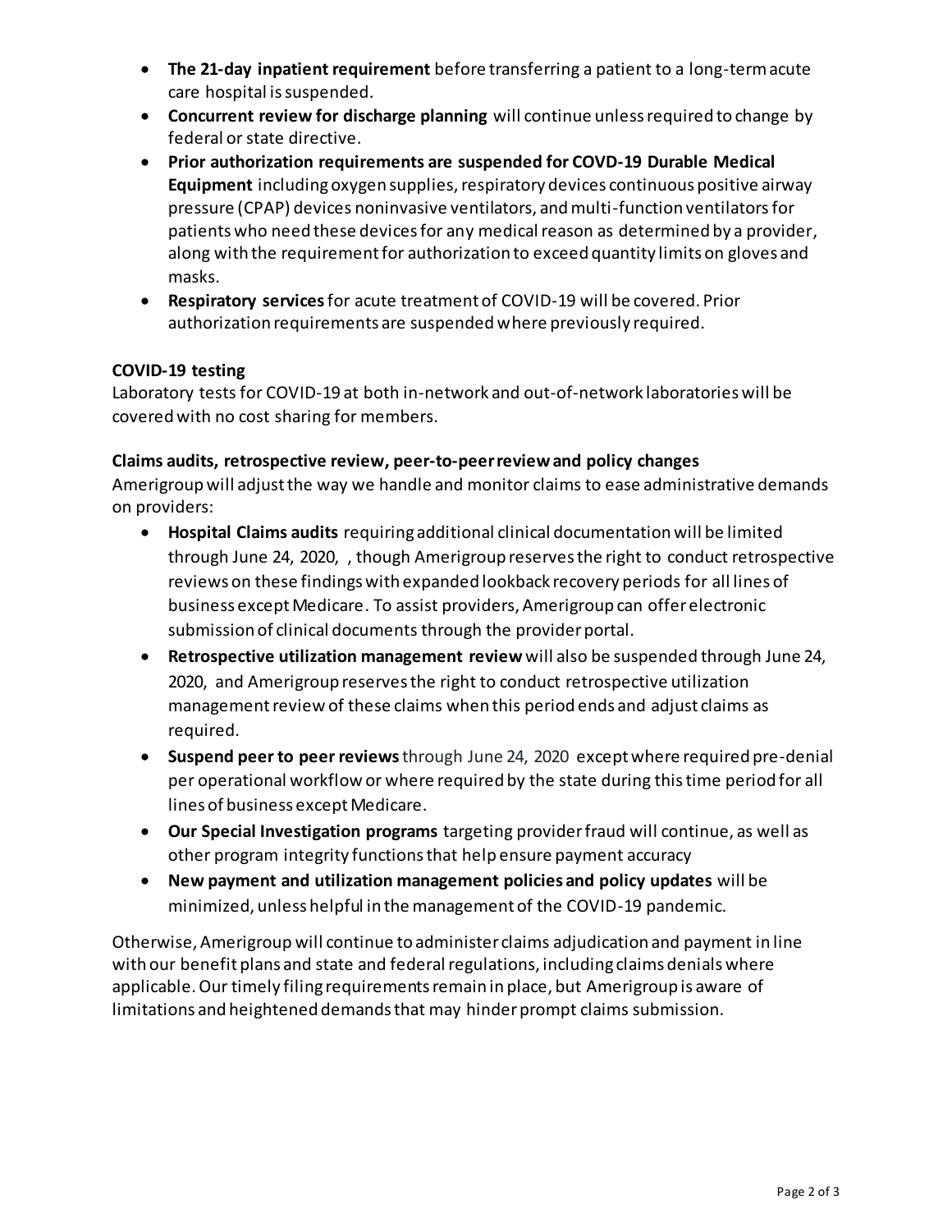- **The 21-day inpatient requirement** before transferring a patient to a long-term acute care hospital is suspended.
- **Concurrent review for discharge planning** will continue unless required to change by federal or state directive.
- **Prior authorization requirements are suspended for COVD-19 Durable Medical Equipment** including oxygen supplies, respiratory devices continuous positive airway pressure (CPAP) devices noninvasive ventilators, and multi-function ventilators for patients who need these devices for any medical reason as determined by a provider, along with the requirement for authorization to exceed quantity limits on gloves and masks.
- **Respiratory services** for acute treatment of COVID-19 will be covered. Prior authorization requirements are suspended where previously required.

**COVID-19 testing**
Laboratory tests for COVID-19 at both in-network and out-of-network laboratories will be covered with no cost sharing for members.

**Claims audits, retrospective review, peer-to-peer review and policy changes**
Amerigroup will adjust the way we handle and monitor claims to ease administrative demands on providers:

- **Hospital Claims audits** requiring additional clinical documentation will be limited through June 24, 2020, , though Amerigroup reserves the right to conduct retrospective reviews on these findings with expanded lookback recovery periods for all lines of business except Medicare. To assist providers, Amerigroup can offer electronic submission of clinical documents through the provider portal.
- **Retrospective utilization management review** will also be suspended through June 24, 2020, and Amerigroup reserves the right to conduct retrospective utilization management review of these claims when this period ends and adjust claims as required.
- **Suspend peer to peer reviews** through June 24, 2020 except where required pre-denial per operational workflow or where required by the state during this time period for all lines of business except Medicare.
- **Our Special Investigation programs** targeting provider fraud will continue, as well as other program integrity functions that help ensure payment accuracy
- **New payment and utilization management policies and policy updates** will be minimized, unless helpful in the management of the COVID-19 pandemic.

Otherwise, Amerigroup will continue to administer claims adjudication and payment in line with our benefit plans and state and federal regulations, including claims denials where applicable. Our timely filing requirements remain in place, but Amerigroup is aware of limitations and heightened demands that may hinder prompt claims submission.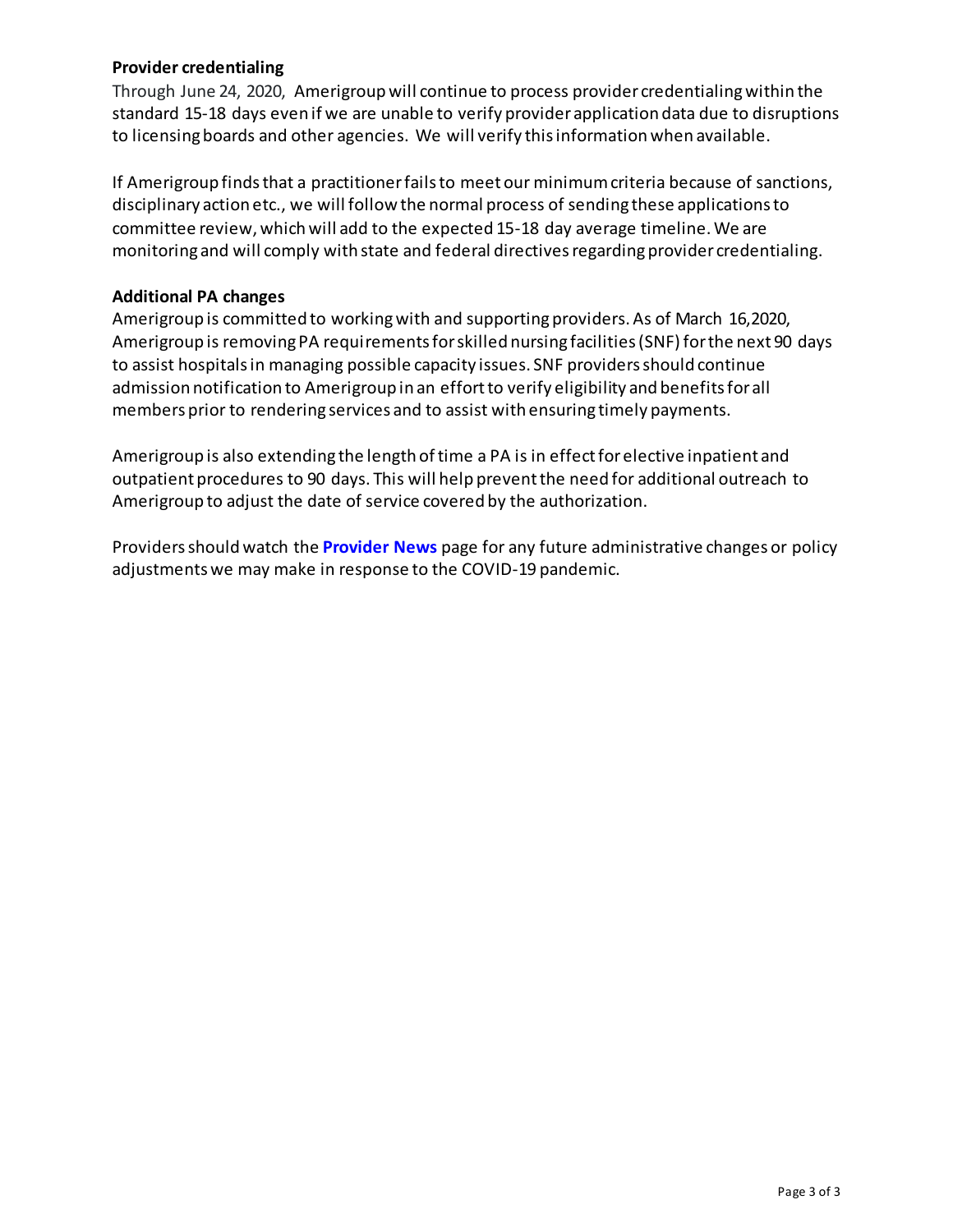**Provider credentialing**

Through June 24, 2020, Amerigroup will continue to process provider credentialing within the standard 15-18 days even if we are unable to verify provider application data due to disruptions to licensing boards and other agencies. We will verify this information when available.

If Amerigroup finds that a practitioner fails to meet our minimum criteria because of sanctions, disciplinary action etc., we will follow the normal process of sending these applications to committee review, which will add to the expected 15-18 day average timeline. We are monitoring and will comply with state and federal directives regarding provider credentialing.

**Additional PA changes**

Amerigroup is committed to working with and supporting providers. As of March 16,2020, Amerigroup is removing PA requirements for skilled nursing facilities (SNF) for the next 90 days to assist hospitals in managing possible capacity issues. SNF providers should continue admission notification to Amerigroup in an effort to verify eligibility and benefits for all members prior to rendering services and to assist with ensuring timely payments.

Amerigroup is also extending the length of time a PA is in effect for elective inpatient and outpatient procedures to 90 days. This will help prevent the need for additional outreach to Amerigroup to adjust the date of service covered by the authorization.

Providers should watch the **Provider News** page for any future administrative changes or policy adjustments we may make in response to the COVID-19 pandemic.